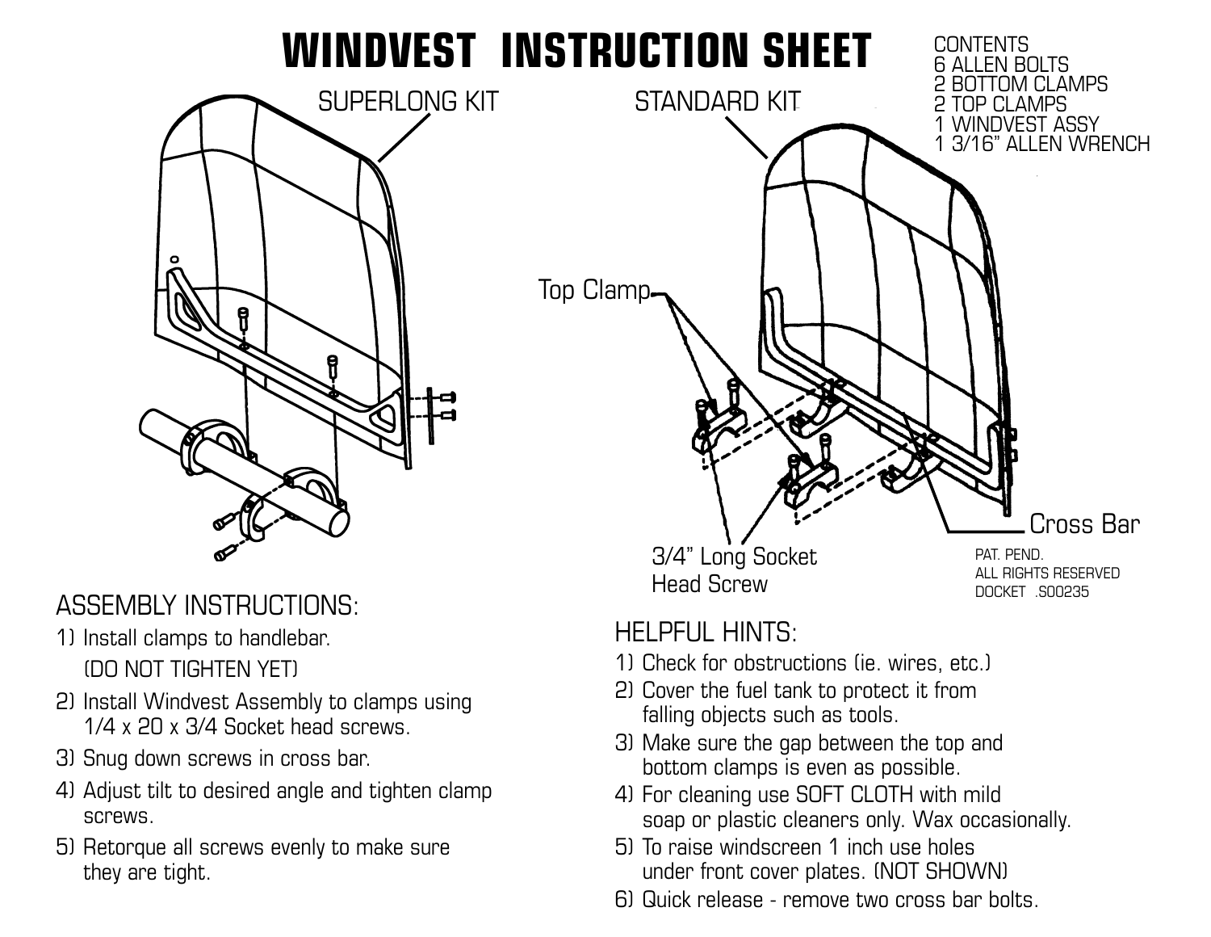# WINDVEST INSTRUCTION SHEET

CONTENTS
6 ALLEN BOLTS
2 BOTTOM CLAMPS
2 TOP CLAMPS
1 WINDVEST ASSY
1 3/16" ALLEN WRENCH

SUPERLONG KIT

STANDARD KIT

Top Clamp

3/4" Long Socket Head Screw

Cross Bar

PAT. PEND.
ALL RIGHTS RESERVED
DOCKET .S00235

## ASSEMBLY INSTRUCTIONS:

1) Install clamps to handlebar.
   (DO NOT TIGHTEN YET)
2) Install Windvest Assembly to clamps using 1/4 x 20 x 3/4 Socket head screws.
3) Snug down screws in cross bar.
4) Adjust tilt to desired angle and tighten clamp screws.
5) Retorque all screws evenly to make sure they are tight.

## HELPFUL HINTS:

1) Check for obstructions (ie. wires, etc.)
2) Cover the fuel tank to protect it from falling objects such as tools.
3) Make sure the gap between the top and bottom clamps is even as possible.
4) For cleaning use SOFT CLOTH with mild soap or plastic cleaners only. Wax occasionally.
5) To raise windscreen 1 inch use holes under front cover plates. (NOT SHOWN)
6) Quick release - remove two cross bar bolts.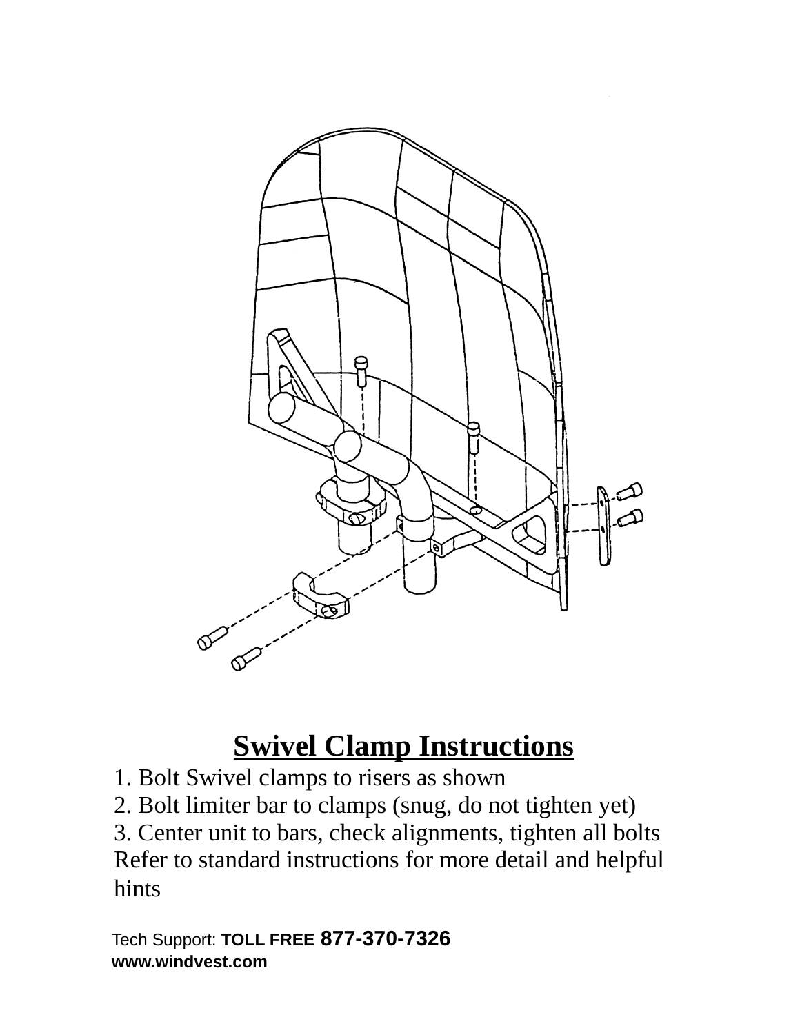# Swivel Clamp Instructions

1. Bolt Swivel clamps to risers as shown
2. Bolt limiter bar to clamps (snug, do not tighten yet)
3. Center unit to bars, check alignments, tighten all bolts

Refer to standard instructions for more detail and helpful hints

Tech Support: **TOLL FREE 877-370-7326**
**www.windvest.com**